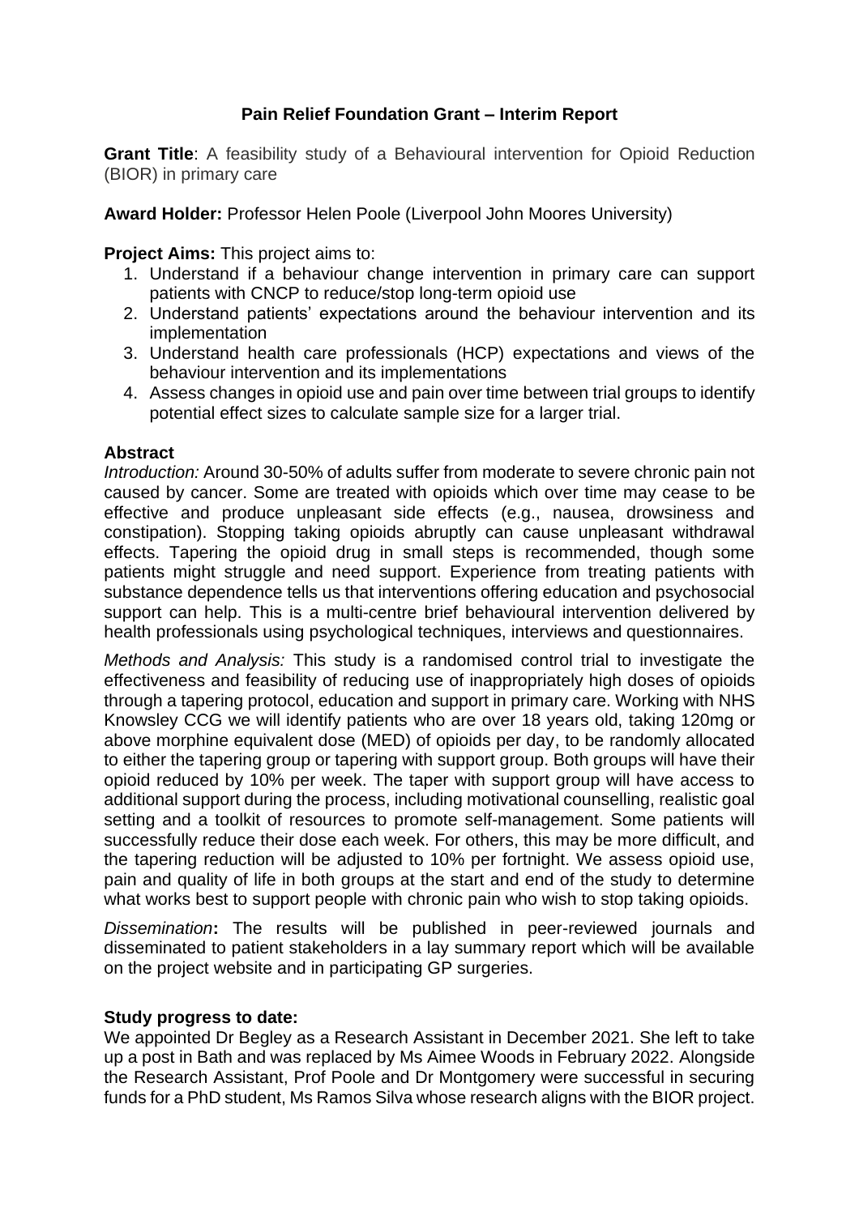# Pain Relief Foundation Grant – Interim Report

**Grant Title**: A feasibility study of a Behavioural intervention for Opioid Reduction (BIOR) in primary care

**Award Holder:** Professor Helen Poole (Liverpool John Moores University)

**Project Aims:** This project aims to:

1. Understand if a behaviour change intervention in primary care can support patients with CNCP to reduce/stop long-term opioid use
2. Understand patients' expectations around the behaviour intervention and its implementation
3. Understand health care professionals (HCP) expectations and views of the behaviour intervention and its implementations
4. Assess changes in opioid use and pain over time between trial groups to identify potential effect sizes to calculate sample size for a larger trial.

## Abstract

*Introduction:* Around 30-50% of adults suffer from moderate to severe chronic pain not caused by cancer. Some are treated with opioids which over time may cease to be effective and produce unpleasant side effects (e.g., nausea, drowsiness and constipation). Stopping taking opioids abruptly can cause unpleasant withdrawal effects. Tapering the opioid drug in small steps is recommended, though some patients might struggle and need support. Experience from treating patients with substance dependence tells us that interventions offering education and psychosocial support can help. This is a multi-centre brief behavioural intervention delivered by health professionals using psychological techniques, interviews and questionnaires.

*Methods and Analysis:* This study is a randomised control trial to investigate the effectiveness and feasibility of reducing use of inappropriately high doses of opioids through a tapering protocol, education and support in primary care. Working with NHS Knowsley CCG we will identify patients who are over 18 years old, taking 120mg or above morphine equivalent dose (MED) of opioids per day, to be randomly allocated to either the tapering group or tapering with support group. Both groups will have their opioid reduced by 10% per week. The taper with support group will have access to additional support during the process, including motivational counselling, realistic goal setting and a toolkit of resources to promote self-management. Some patients will successfully reduce their dose each week. For others, this may be more difficult, and the tapering reduction will be adjusted to 10% per fortnight. We assess opioid use, pain and quality of life in both groups at the start and end of the study to determine what works best to support people with chronic pain who wish to stop taking opioids.

*Dissemination***:** The results will be published in peer-reviewed journals and disseminated to patient stakeholders in a lay summary report which will be available on the project website and in participating GP surgeries.

## Study progress to date:

We appointed Dr Begley as a Research Assistant in December 2021. She left to take up a post in Bath and was replaced by Ms Aimee Woods in February 2022. Alongside the Research Assistant, Prof Poole and Dr Montgomery were successful in securing funds for a PhD student, Ms Ramos Silva whose research aligns with the BIOR project.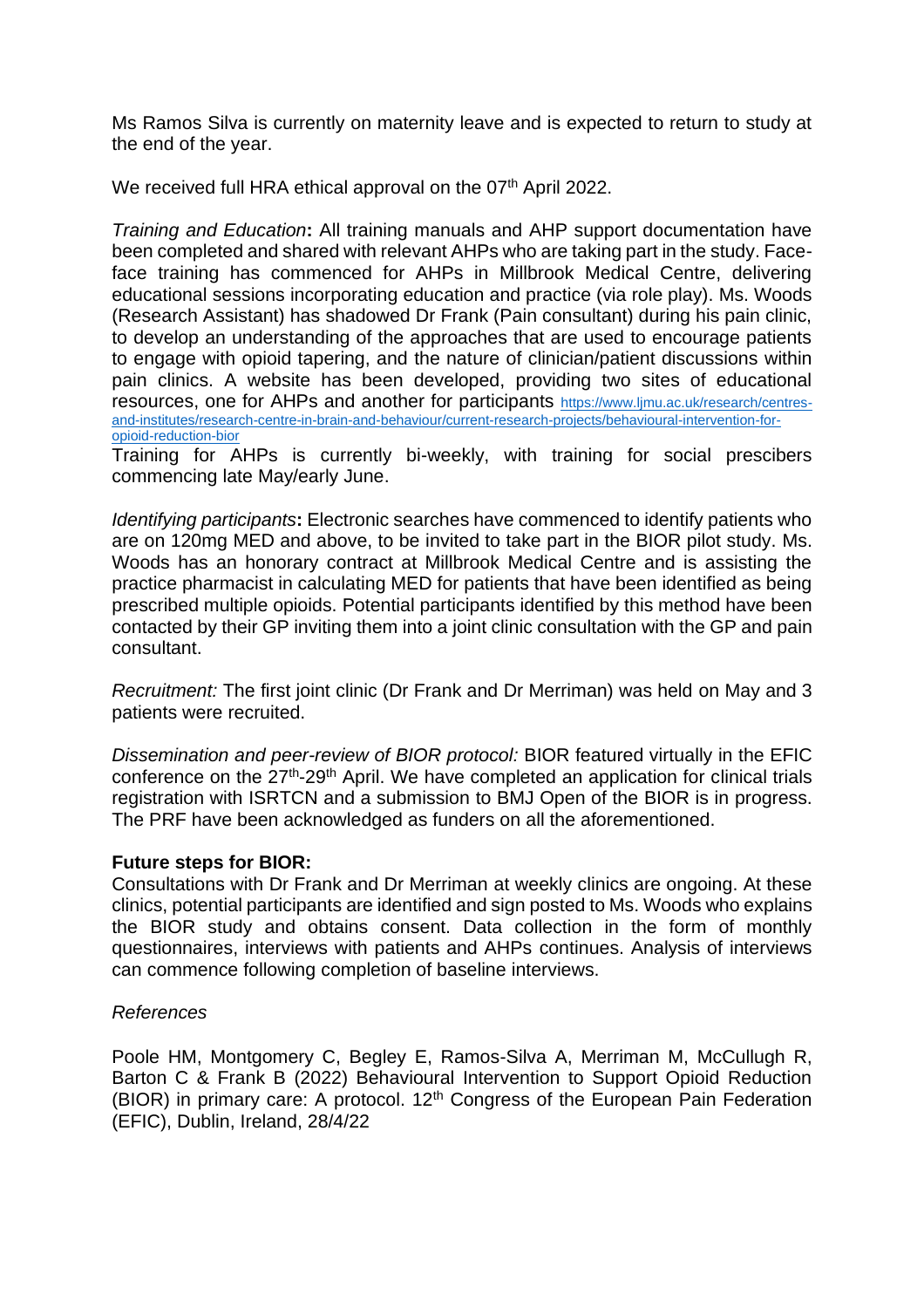Ms Ramos Silva is currently on maternity leave and is expected to return to study at the end of the year.

We received full HRA ethical approval on the 07th April 2022.

*Training and Education***:** All training manuals and AHP support documentation have been completed and shared with relevant AHPs who are taking part in the study. Face-face training has commenced for AHPs in Millbrook Medical Centre, delivering educational sessions incorporating education and practice (via role play). Ms. Woods (Research Assistant) has shadowed Dr Frank (Pain consultant) during his pain clinic, to develop an understanding of the approaches that are used to encourage patients to engage with opioid tapering, and the nature of clinician/patient discussions within pain clinics. A website has been developed, providing two sites of educational resources, one for AHPs and another for participants https://www.ljmu.ac.uk/research/centres-and-institutes/research-centre-in-brain-and-behaviour/current-research-projects/behavioural-intervention-for-opioid-reduction-bior

Training for AHPs is currently bi-weekly, with training for social prescibers commencing late May/early June.

*Identifying participants***:** Electronic searches have commenced to identify patients who are on 120mg MED and above, to be invited to take part in the BIOR pilot study. Ms. Woods has an honorary contract at Millbrook Medical Centre and is assisting the practice pharmacist in calculating MED for patients that have been identified as being prescribed multiple opioids. Potential participants identified by this method have been contacted by their GP inviting them into a joint clinic consultation with the GP and pain consultant.

*Recruitment:* The first joint clinic (Dr Frank and Dr Merriman) was held on May and 3 patients were recruited.

*Dissemination and peer-review of BIOR protocol:* BIOR featured virtually in the EFIC conference on the 27th-29th April. We have completed an application for clinical trials registration with ISRTCN and a submission to BMJ Open of the BIOR is in progress. The PRF have been acknowledged as funders on all the aforementioned.

**Future steps for BIOR:**

Consultations with Dr Frank and Dr Merriman at weekly clinics are ongoing. At these clinics, potential participants are identified and sign posted to Ms. Woods who explains the BIOR study and obtains consent. Data collection in the form of monthly questionnaires, interviews with patients and AHPs continues. Analysis of interviews can commence following completion of baseline interviews.

*References*

Poole HM, Montgomery C, Begley E, Ramos-Silva A, Merriman M, McCullugh R, Barton C & Frank B (2022) Behavioural Intervention to Support Opioid Reduction (BIOR) in primary care: A protocol. 12th Congress of the European Pain Federation (EFIC), Dublin, Ireland, 28/4/22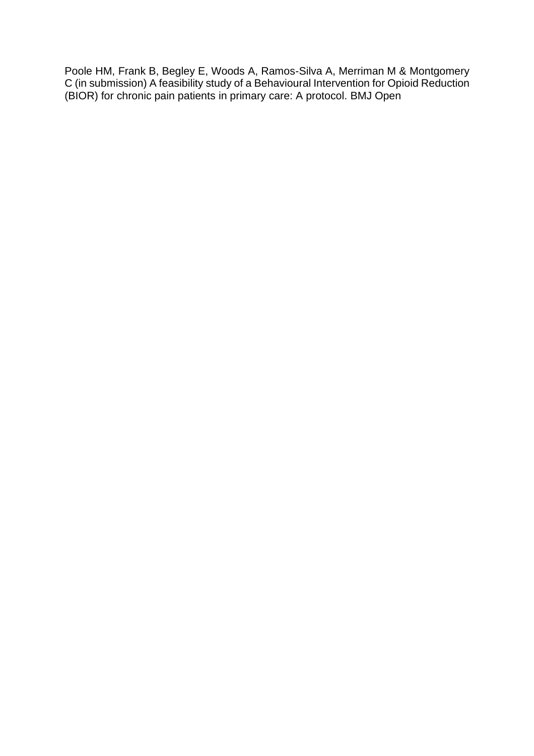Poole HM, Frank B, Begley E, Woods A, Ramos-Silva A, Merriman M & Montgomery C (in submission) A feasibility study of a Behavioural Intervention for Opioid Reduction (BIOR) for chronic pain patients in primary care: A protocol. BMJ Open